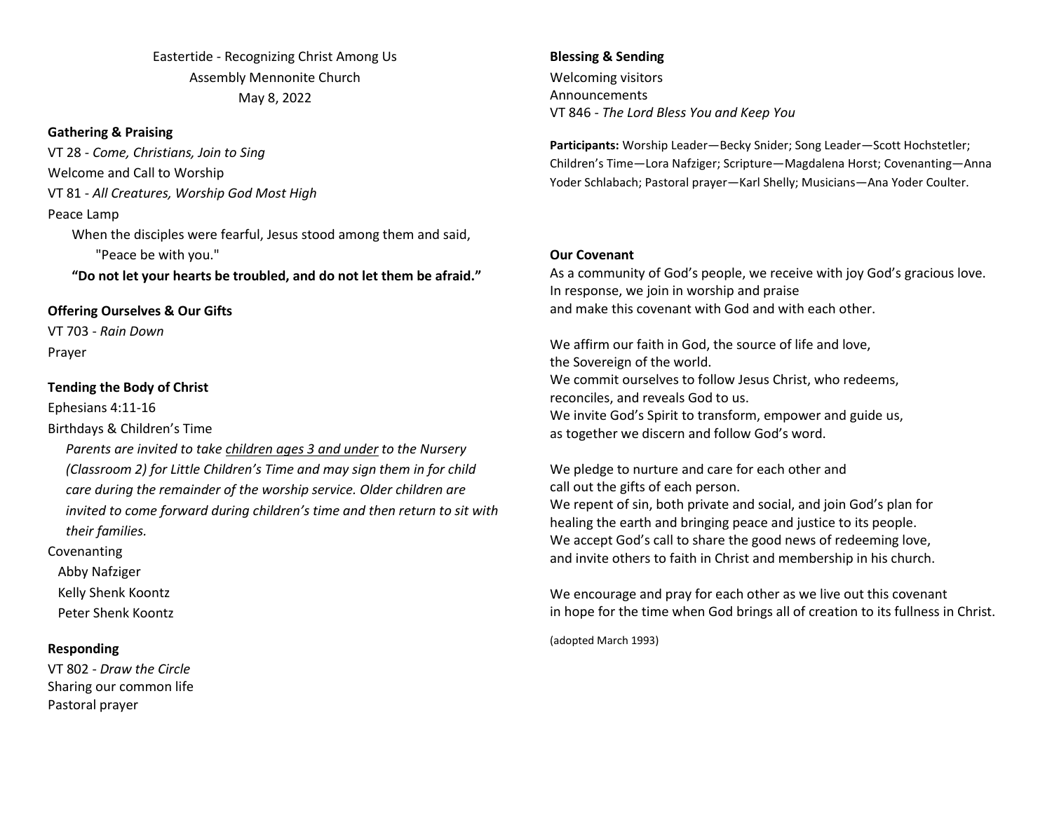Eastertide - Recognizing Christ Among Us
Assembly Mennonite Church
May 8, 2022

**Gathering & Praising**

VT 28 - *Come, Christians, Join to Sing*
Welcome and Call to Worship
VT 81 - *All Creatures, Worship God Most High*
Peace Lamp

When the disciples were fearful, Jesus stood among them and said, "Peace be with you."

**"Do not let your hearts be troubled, and do not let them be afraid."**

**Offering Ourselves & Our Gifts**

VT 703 - *Rain Down*
Prayer

**Tending the Body of Christ**

Ephesians 4:11-16
Birthdays & Children's Time

*Parents are invited to take children ages 3 and under to the Nursery (Classroom 2) for Little Children's Time and may sign them in for child care during the remainder of the worship service. Older children are invited to come forward during children's time and then return to sit with their families.*

Covenanting

Abby Nafziger
Kelly Shenk Koontz
Peter Shenk Koontz

**Responding**

VT 802 - *Draw the Circle*
Sharing our common life
Pastoral prayer

**Blessing & Sending**

Welcoming visitors
Announcements
VT 846 - *The Lord Bless You and Keep You*

**Participants:** Worship Leader—Becky Snider; Song Leader—Scott Hochstetler; Children's Time—Lora Nafziger; Scripture—Magdalena Horst; Covenanting—Anna Yoder Schlabach; Pastoral prayer—Karl Shelly; Musicians—Ana Yoder Coulter.

**Our Covenant**

As a community of God's people, we receive with joy God's gracious love.
In response, we join in worship and praise
and make this covenant with God and with each other.

We affirm our faith in God, the source of life and love,
the Sovereign of the world.
We commit ourselves to follow Jesus Christ, who redeems,
reconciles, and reveals God to us.
We invite God's Spirit to transform, empower and guide us,
as together we discern and follow God's word.

We pledge to nurture and care for each other and
call out the gifts of each person.
We repent of sin, both private and social, and join God's plan for
healing the earth and bringing peace and justice to its people.
We accept God's call to share the good news of redeeming love,
and invite others to faith in Christ and membership in his church.

We encourage and pray for each other as we live out this covenant
in hope for the time when God brings all of creation to its fullness in Christ.

(adopted March 1993)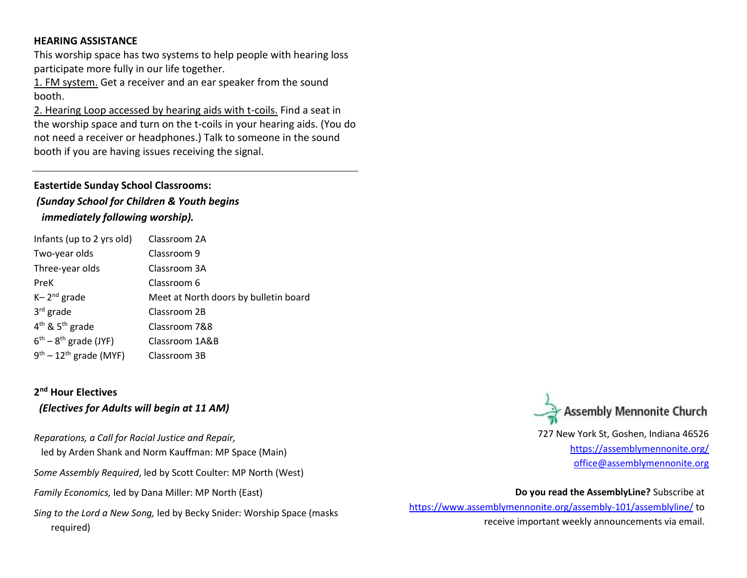**HEARING ASSISTANCE**

This worship space has two systems to help people with hearing loss participate more fully in our life together.

1. FM system. Get a receiver and an ear speaker from the sound booth.

2. Hearing Loop accessed by hearing aids with t-coils. Find a seat in the worship space and turn on the t-coils in your hearing aids. (You do not need a receiver or headphones.) Talk to someone in the sound booth if you are having issues receiving the signal.

---

**Eastertide Sunday School Classrooms:**

***(Sunday School for Children & Youth begins immediately following worship).***

| | |
|---|---|
| Infants (up to 2 yrs old) | Classroom 2A |
| Two-year olds | Classroom 9 |
| Three-year olds | Classroom 3A |
| PreK | Classroom 6 |
| K– 2nd grade | Meet at North doors by bulletin board |
| 3rd grade | Classroom 2B |
| 4th & 5th grade | Classroom 7&8 |
| 6th – 8th grade (JYF) | Classroom 1A&B |
| 9th – 12th grade (MYF) | Classroom 3B |

**2nd Hour Electives**

***(Electives for Adults will begin at 11 AM)***

*Reparations, a Call for Racial Justice and Repair,* led by Arden Shank and Norm Kauffman: MP Space (Main)

*Some Assembly Required*, led by Scott Coulter: MP North (West)

*Family Economics,* led by Dana Miller: MP North (East)

*Sing to the Lord a New Song,* led by Becky Snider: Worship Space (masks required)

Assembly Mennonite Church

727 New York St, Goshen, Indiana 46526

https://assemblymennonite.org/

office@assemblymennonite.org

**Do you read the AssemblyLine?** Subscribe at https://www.assemblymennonite.org/assembly-101/assemblyline/ to receive important weekly announcements via email.